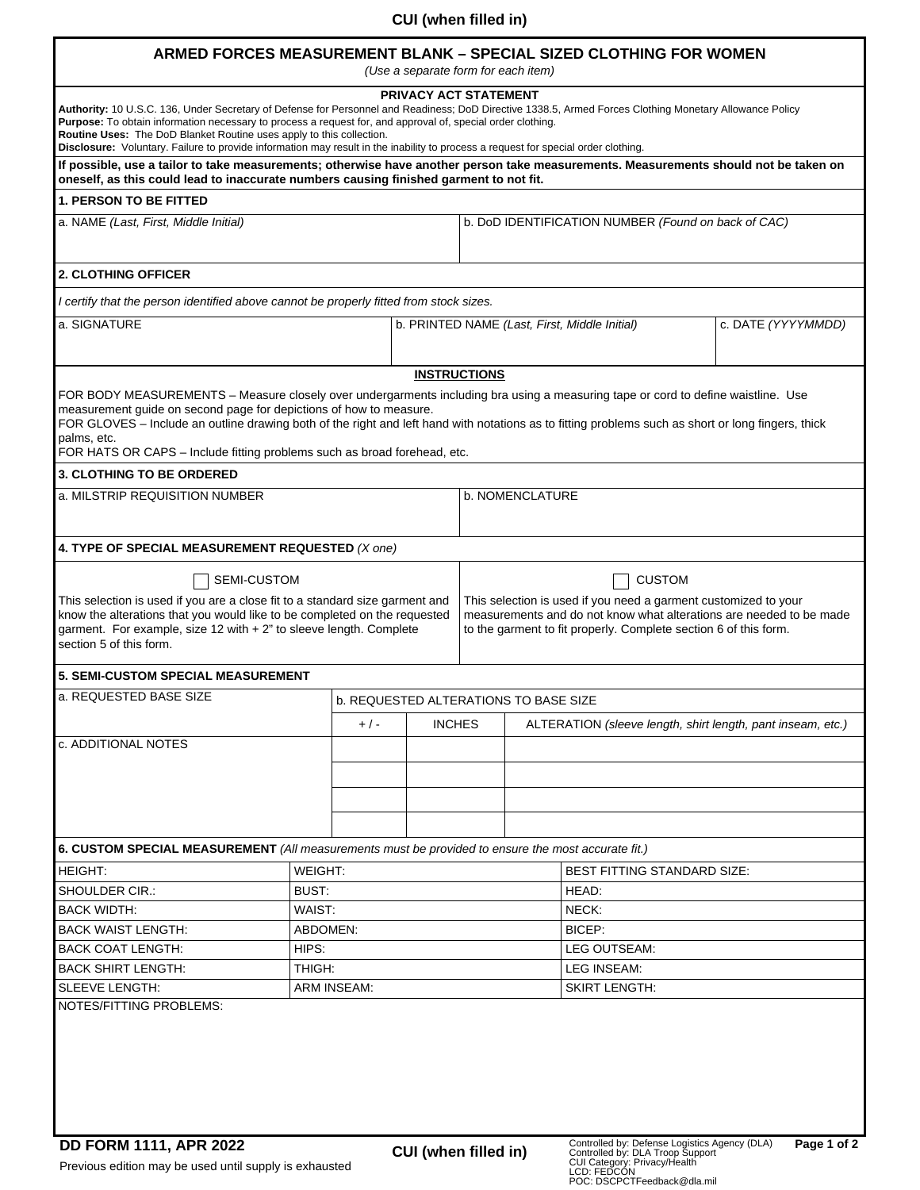CUI (when filled in)

# ARMED FORCES MEASUREMENT BLANK – SPECIAL SIZED CLOTHING FOR WOMEN

*(Use a separate form for each item)*

## PRIVACY ACT STATEMENT

**Authority:** 10 U.S.C. 136, Under Secretary of Defense for Personnel and Readiness; DoD Directive 1338.5, Armed Forces Clothing Monetary Allowance Policy
**Purpose:** To obtain information necessary to process a request for, and approval of, special order clothing.
**Routine Uses:** The DoD Blanket Routine uses apply to this collection.
**Disclosure:** Voluntary. Failure to provide information may result in the inability to process a request for special order clothing.

**If possible, use a tailor to take measurements; otherwise have another person take measurements. Measurements should not be taken on oneself, as this could lead to inaccurate numbers causing finished garment to not fit.**

## 1. PERSON TO BE FITTED

| a. NAME *(Last, First, Middle Initial)* | b. DoD IDENTIFICATION NUMBER *(Found on back of CAC)* |
|---|---|
| | |

## 2. CLOTHING OFFICER

*I certify that the person identified above cannot be properly fitted from stock sizes.*

| a. SIGNATURE | b. PRINTED NAME *(Last, First, Middle Initial)* | c. DATE *(YYYYMMDD)* |
|---|---|---|
| | | |

## INSTRUCTIONS

FOR BODY MEASUREMENTS – Measure closely over undergarments including bra using a measuring tape or cord to define waistline. Use measurement guide on second page for depictions of how to measure.
FOR GLOVES – Include an outline drawing both of the right and left hand with notations as to fitting problems such as short or long fingers, thick palms, etc.
FOR HATS OR CAPS – Include fitting problems such as broad forehead, etc.

## 3. CLOTHING TO BE ORDERED

| a. MILSTRIP REQUISITION NUMBER | b. NOMENCLATURE |
|---|---|
| | |

## 4. TYPE OF SPECIAL MEASUREMENT REQUESTED *(X one)*

| ☐ SEMI-CUSTOM | ☐ CUSTOM |
|---|---|
| This selection is used if you are a close fit to a standard size garment and know the alterations that you would like to be completed on the requested garment. For example, size 12 with + 2" to sleeve length. Complete section 5 of this form. | This selection is used if you need a garment customized to your measurements and do not know what alterations are needed to be made to the garment to fit properly. Complete section 6 of this form. |

## 5. SEMI-CUSTOM SPECIAL MEASUREMENT

| a. REQUESTED BASE SIZE | b. REQUESTED ALTERATIONS TO BASE SIZE | | |
|---|---|---|---|
| | + / - | INCHES | ALTERATION *(sleeve length, shirt length, pant inseam, etc.)* |
| c. ADDITIONAL NOTES | | | |
| | | | |
| | | | |
| | | | |

## 6. CUSTOM SPECIAL MEASUREMENT *(All measurements must be provided to ensure the most accurate fit.)*

| | | |
|---|---|---|
| HEIGHT: | WEIGHT: | BEST FITTING STANDARD SIZE: |
| SHOULDER CIR.: | BUST: | HEAD: |
| BACK WIDTH: | WAIST: | NECK: |
| BACK WAIST LENGTH: | ABDOMEN: | BICEP: |
| BACK COAT LENGTH: | HIPS: | LEG OUTSEAM: |
| BACK SHIRT LENGTH: | THIGH: | LEG INSEAM: |
| SLEEVE LENGTH: | ARM INSEAM: | SKIRT LENGTH: |

NOTES/FITTING PROBLEMS:

DD FORM 1111, APR 2022

Previous edition may be used until supply is exhausted

CUI (when filled in)

Controlled by: Defense Logistics Agency (DLA)
Controlled by: DLA Troop Support
CUI Category: Privacy/Health
LCD: FEDCON
POC: DSCPCTFeedback@dla.mil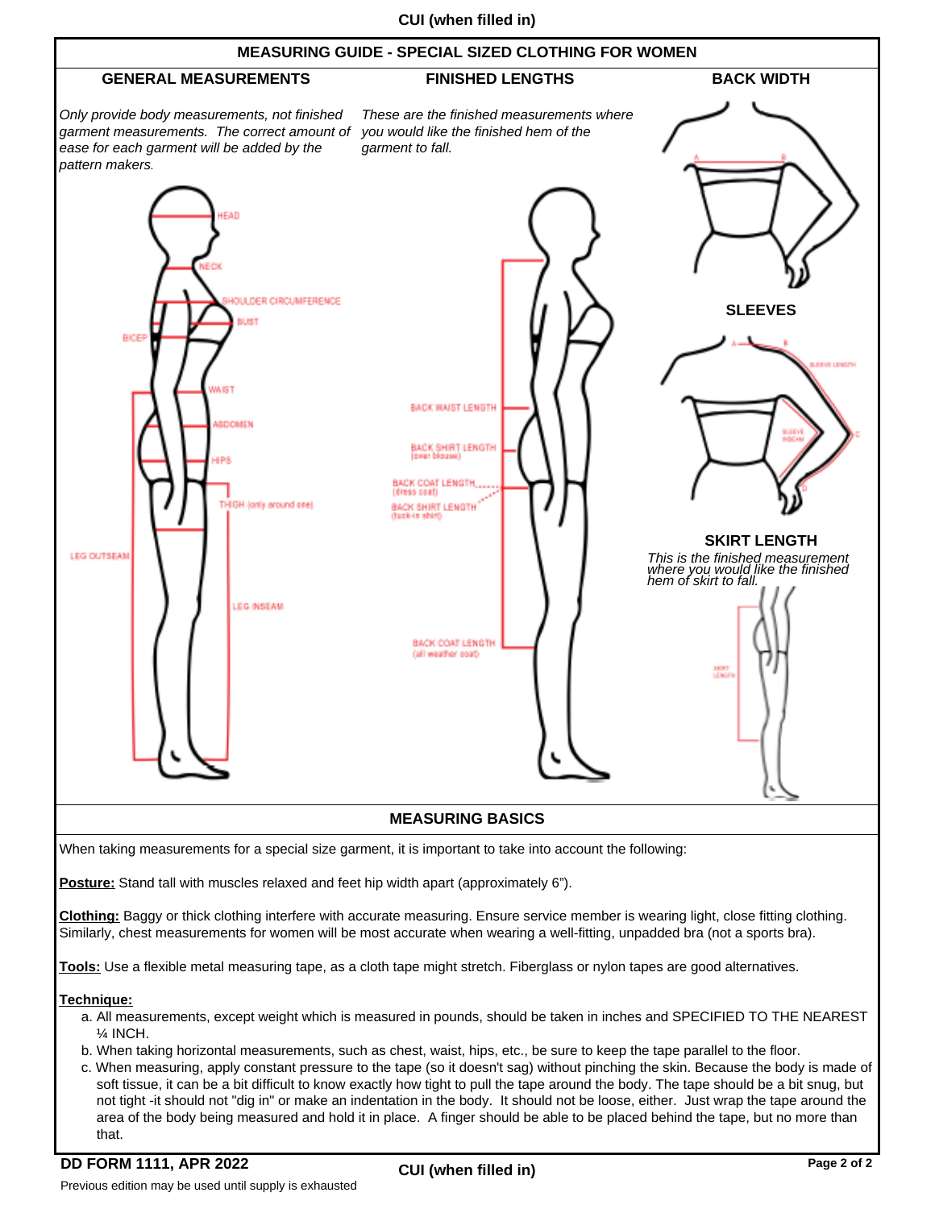CUI (when filled in)

## MEASURING GUIDE - SPECIAL SIZED CLOTHING FOR WOMEN

### GENERAL MEASUREMENTS

*Only provide body measurements, not finished garment measurements. The correct amount of ease for each garment will be added by the pattern makers.*

HEAD

NECK

SHOULDER CIRCUMFERENCE

BUST

BICEP

WAIST

ABDOMEN

HIPS

THIGH (only around one)

LEG OUTSEAM

LEG INSEAM

### FINISHED LENGTHS

*These are the finished measurements where you would like the finished hem of the garment to fall.*

BACK WAIST LENGTH

BACK SHIRT LENGTH (over blouse)

BACK COAT LENGTH (dress coat)

BACK SHIRT LENGTH (tuck-in shirt)

BACK COAT LENGTH (all weather coat)

### BACK WIDTH

A

B

### SLEEVES

A

B

SLEEVE LENGTH

SLEEVE INSEAM

C

D

### SKIRT LENGTH

*This is the finished measurement where you would like the finished hem of skirt to fall.*

SKIRT LENGTH

## MEASURING BASICS

When taking measurements for a special size garment, it is important to take into account the following:

**Posture:** Stand tall with muscles relaxed and feet hip width apart (approximately 6").

**Clothing:** Baggy or thick clothing interfere with accurate measuring. Ensure service member is wearing light, close fitting clothing. Similarly, chest measurements for women will be most accurate when wearing a well-fitting, unpadded bra (not a sports bra).

**Tools:** Use a flexible metal measuring tape, as a cloth tape might stretch. Fiberglass or nylon tapes are good alternatives.

**Technique:**

a. All measurements, except weight which is measured in pounds, should be taken in inches and SPECIFIED TO THE NEAREST ¼ INCH.

b. When taking horizontal measurements, such as chest, waist, hips, etc., be sure to keep the tape parallel to the floor.

c. When measuring, apply constant pressure to the tape (so it doesn't sag) without pinching the skin. Because the body is made of soft tissue, it can be a bit difficult to know exactly how tight to pull the tape around the body. The tape should be a bit snug, but not tight -it should not "dig in" or make an indentation in the body. It should not be loose, either. Just wrap the tape around the area of the body being measured and hold it in place. A finger should be able to be placed behind the tape, but no more than that.

DD FORM 1111, APR 2022

Previous edition may be used until supply is exhausted

CUI (when filled in)